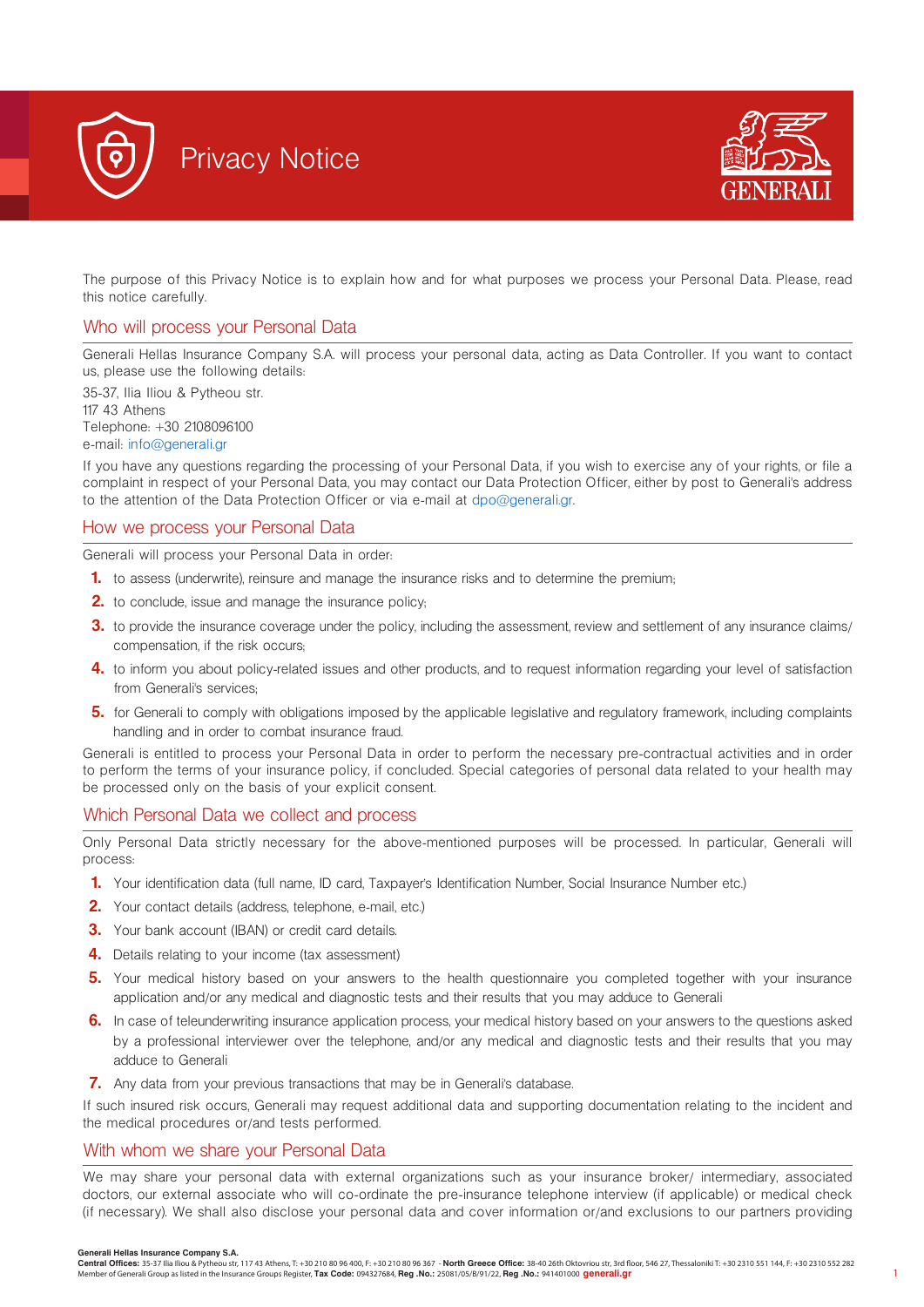# Privacy Notice

The purpose of this Privacy Notice is to explain how and for what purposes we process your Personal Data. Please, read this notice carefully.

## Who will process your Personal Data

Generali Hellas Insurance Company S.A. will process your personal data, acting as Data Controller. If you want to contact us, please use the following details:

35-37, Ilia Iliou & Pytheou str.
117 43 Athens
Telephone: +30 2108096100
e-mail: info@generali.gr

If you have any questions regarding the processing of your Personal Data, if you wish to exercise any of your rights, or file a complaint in respect of your Personal Data, you may contact our Data Protection Officer, either by post to Generali's address to the attention of the Data Protection Officer or via e-mail at dpo@generali.gr.

## How we process your Personal Data

Generali will process your Personal Data in order:

1. to assess (underwrite), reinsure and manage the insurance risks and to determine the premium;
2. to conclude, issue and manage the insurance policy;
3. to provide the insurance coverage under the policy, including the assessment, review and settlement of any insurance claims/ compensation, if the risk occurs;
4. to inform you about policy-related issues and other products, and to request information regarding your level of satisfaction from Generali's services;
5. for Generali to comply with obligations imposed by the applicable legislative and regulatory framework, including complaints handling and in order to combat insurance fraud.

Generali is entitled to process your Personal Data in order to perform the necessary pre-contractual activities and in order to perform the terms of your insurance policy, if concluded. Special categories of personal data related to your health may be processed only on the basis of your explicit consent.

## Which Personal Data we collect and process

Only Personal Data strictly necessary for the above-mentioned purposes will be processed. In particular, Generali will process:

1. Your identification data (full name, ID card, Taxpayer's Identification Number, Social Insurance Number etc.)
2. Your contact details (address, telephone, e-mail, etc.)
3. Your bank account (IBAN) or credit card details.
4. Details relating to your income (tax assessment)
5. Your medical history based on your answers to the health questionnaire you completed together with your insurance application and/or any medical and diagnostic tests and their results that you may adduce to Generali
6. In case of teleunderwriting insurance application process, your medical history based on your answers to the questions asked by a professional interviewer over the telephone, and/or any medical and diagnostic tests and their results that you may adduce to Generali
7. Any data from your previous transactions that may be in Generali's database.

If such insured risk occurs, Generali may request additional data and supporting documentation relating to the incident and the medical procedures or/and tests performed.

## With whom we share your Personal Data

We may share your personal data with external organizations such as your insurance broker/ intermediary, associated doctors, our external associate who will co-ordinate the pre-insurance telephone interview (if applicable) or medical check (if necessary). We shall also disclose your personal data and cover information or/and exclusions to our partners providing

**Generali Hellas Insurance Company S.A.**
**Central Offices:** 35-37 Ilia Iliou & Pytheou str, 117 43 Athens, T: +30 210 80 96 400, F: +30 210 80 96 367 - **North Greece Office:** 38-40 26th Oktovriou str, 3rd floor, 546 27, Thessaloniki T: +30 2310 551 144, F: +30 2310 552 282
Member of Generali Group as listed in the Insurance Groups Register, **Tax Code:** 094327684, **Reg .No.:** 25081/05/B/91/22, **Reg .No.:** 941401000 **generali.gr**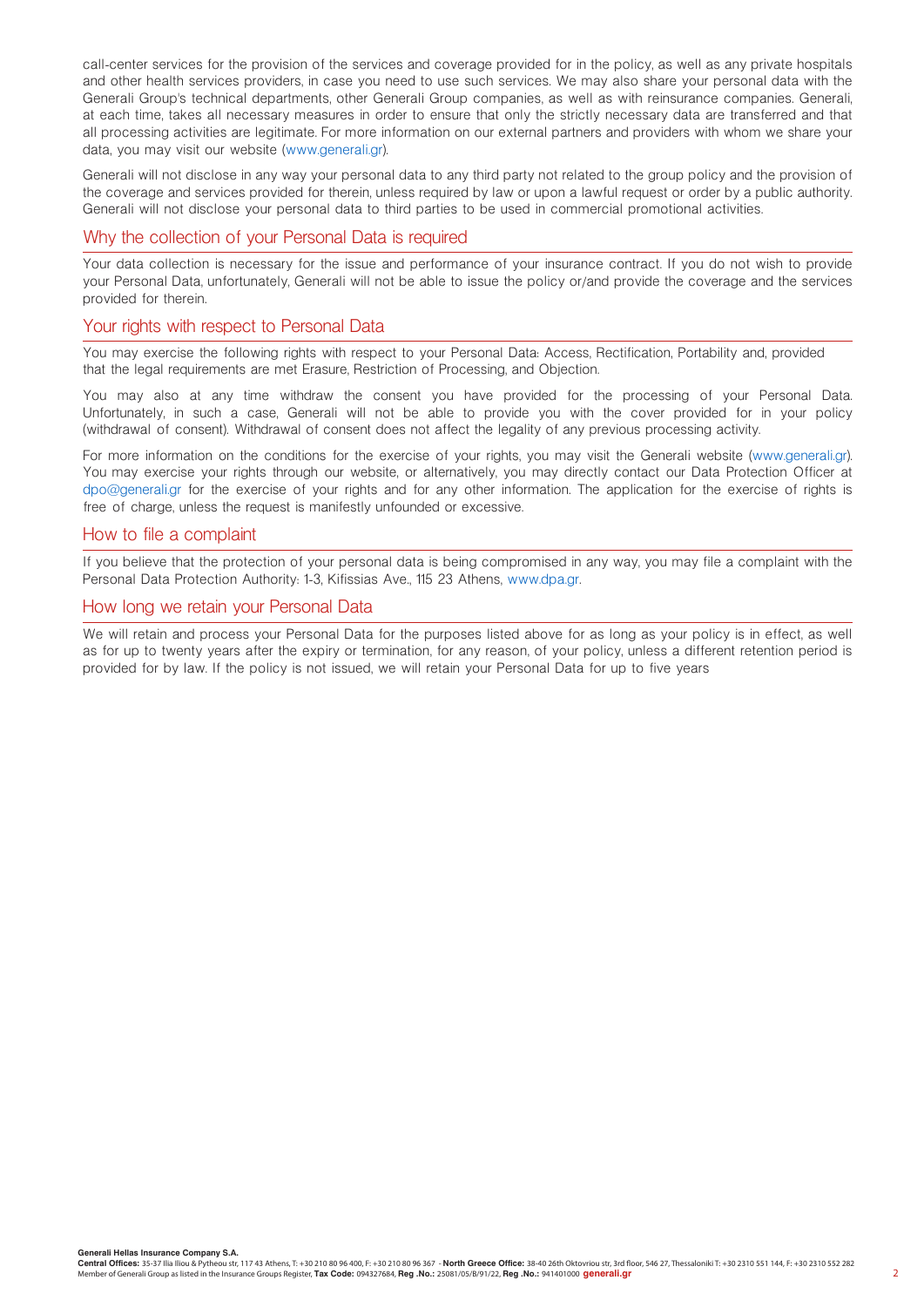call-center services for the provision of the services and coverage provided for in the policy, as well as any private hospitals and other health services providers, in case you need to use such services. We may also share your personal data with the Generali Group's technical departments, other Generali Group companies, as well as with reinsurance companies. Generali, at each time, takes all necessary measures in order to ensure that only the strictly necessary data are transferred and that all processing activities are legitimate. For more information on our external partners and providers with whom we share your data, you may visit our website (www.generali.gr).

Generali will not disclose in any way your personal data to any third party not related to the group policy and the provision of the coverage and services provided for therein, unless required by law or upon a lawful request or order by a public authority. Generali will not disclose your personal data to third parties to be used in commercial promotional activities.

## Why the collection of your Personal Data is required

Your data collection is necessary for the issue and performance of your insurance contract. If you do not wish to provide your Personal Data, unfortunately, Generali will not be able to issue the policy or/and provide the coverage and the services provided for therein.

## Your rights with respect to Personal Data

You may exercise the following rights with respect to your Personal Data: Access, Rectification, Portability and, provided that the legal requirements are met Erasure, Restriction of Processing, and Objection.

You may also at any time withdraw the consent you have provided for the processing of your Personal Data. Unfortunately, in such a case, Generali will not be able to provide you with the cover provided for in your policy (withdrawal of consent). Withdrawal of consent does not affect the legality of any previous processing activity.

For more information on the conditions for the exercise of your rights, you may visit the Generali website (www.generali.gr). You may exercise your rights through our website, or alternatively, you may directly contact our Data Protection Officer at dpo@generali.gr for the exercise of your rights and for any other information. The application for the exercise of rights is free of charge, unless the request is manifestly unfounded or excessive.

## How to file a complaint

If you believe that the protection of your personal data is being compromised in any way, you may file a complaint with the Personal Data Protection Authority: 1-3, Kifissias Ave., 115 23 Athens, www.dpa.gr.

## How long we retain your Personal Data

We will retain and process your Personal Data for the purposes listed above for as long as your policy is in effect, as well as for up to twenty years after the expiry or termination, for any reason, of your policy, unless a different retention period is provided for by law. If the policy is not issued, we will retain your Personal Data for up to five years

**Generali Hellas Insurance Company S.A.**
**Central Offices:** 35-37 Ilia Iliou & Pytheou str, 117 43 Athens, T: +30 210 80 96 400, F: +30 210 80 96 367 - **North Greece Office:** 38-40 26th Oktovriou str, 3rd floor, 546 27, Thessaloniki T: +30 2310 551 144, F: +30 2310 552 282
Member of Generali Group as listed in the Insurance Groups Register, **Tax Code:** 094327684, **Reg .No.:** 25081/05/B/91/22, **Reg .No.:** 941401000 **generali.gr**